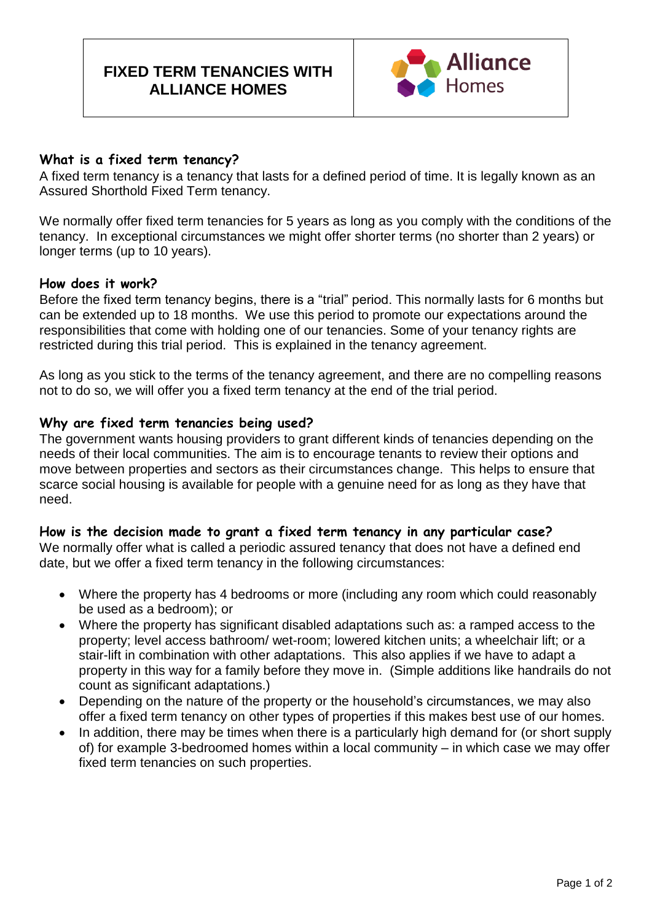# FIXED TERM TENANCIES WITH ALLIANCE HOMES

Alliance Homes

### What is a fixed term tenancy?

A fixed term tenancy is a tenancy that lasts for a defined period of time. It is legally known as an Assured Shorthold Fixed Term tenancy.

We normally offer fixed term tenancies for 5 years as long as you comply with the conditions of the tenancy. In exceptional circumstances we might offer shorter terms (no shorter than 2 years) or longer terms (up to 10 years).

### How does it work?

Before the fixed term tenancy begins, there is a "trial" period. This normally lasts for 6 months but can be extended up to 18 months. We use this period to promote our expectations around the responsibilities that come with holding one of our tenancies. Some of your tenancy rights are restricted during this trial period. This is explained in the tenancy agreement.

As long as you stick to the terms of the tenancy agreement, and there are no compelling reasons not to do so, we will offer you a fixed term tenancy at the end of the trial period.

### Why are fixed term tenancies being used?

The government wants housing providers to grant different kinds of tenancies depending on the needs of their local communities. The aim is to encourage tenants to review their options and move between properties and sectors as their circumstances change. This helps to ensure that scarce social housing is available for people with a genuine need for as long as they have that need.

### How is the decision made to grant a fixed term tenancy in any particular case?

We normally offer what is called a periodic assured tenancy that does not have a defined end date, but we offer a fixed term tenancy in the following circumstances:

- Where the property has 4 bedrooms or more (including any room which could reasonably be used as a bedroom); or
- Where the property has significant disabled adaptations such as: a ramped access to the property; level access bathroom/ wet-room; lowered kitchen units; a wheelchair lift; or a stair-lift in combination with other adaptations. This also applies if we have to adapt a property in this way for a family before they move in. (Simple additions like handrails do not count as significant adaptations.)
- Depending on the nature of the property or the household's circumstances, we may also offer a fixed term tenancy on other types of properties if this makes best use of our homes.
- In addition, there may be times when there is a particularly high demand for (or short supply of) for example 3-bedroomed homes within a local community – in which case we may offer fixed term tenancies on such properties.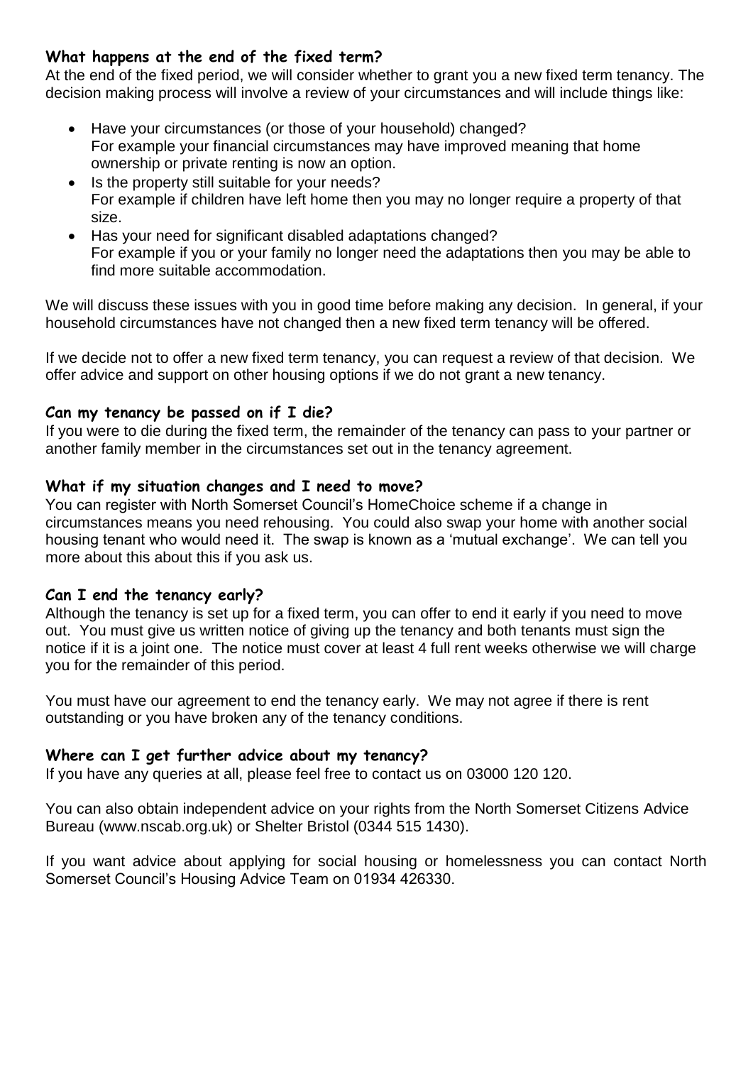### What happens at the end of the fixed term?

At the end of the fixed period, we will consider whether to grant you a new fixed term tenancy. The decision making process will involve a review of your circumstances and will include things like:

- Have your circumstances (or those of your household) changed?
  For example your financial circumstances may have improved meaning that home ownership or private renting is now an option.
- Is the property still suitable for your needs?
  For example if children have left home then you may no longer require a property of that size.
- Has your need for significant disabled adaptations changed?
  For example if you or your family no longer need the adaptations then you may be able to find more suitable accommodation.

We will discuss these issues with you in good time before making any decision. In general, if your household circumstances have not changed then a new fixed term tenancy will be offered.

If we decide not to offer a new fixed term tenancy, you can request a review of that decision. We offer advice and support on other housing options if we do not grant a new tenancy.

### Can my tenancy be passed on if I die?

If you were to die during the fixed term, the remainder of the tenancy can pass to your partner or another family member in the circumstances set out in the tenancy agreement.

### What if my situation changes and I need to move?

You can register with North Somerset Council's HomeChoice scheme if a change in circumstances means you need rehousing. You could also swap your home with another social housing tenant who would need it. The swap is known as a 'mutual exchange'. We can tell you more about this about this if you ask us.

### Can I end the tenancy early?

Although the tenancy is set up for a fixed term, you can offer to end it early if you need to move out. You must give us written notice of giving up the tenancy and both tenants must sign the notice if it is a joint one. The notice must cover at least 4 full rent weeks otherwise we will charge you for the remainder of this period.

You must have our agreement to end the tenancy early. We may not agree if there is rent outstanding or you have broken any of the tenancy conditions.

### Where can I get further advice about my tenancy?

If you have any queries at all, please feel free to contact us on 03000 120 120.

You can also obtain independent advice on your rights from the North Somerset Citizens Advice Bureau (www.nscab.org.uk) or Shelter Bristol (0344 515 1430).

If you want advice about applying for social housing or homelessness you can contact North Somerset Council's Housing Advice Team on 01934 426330.